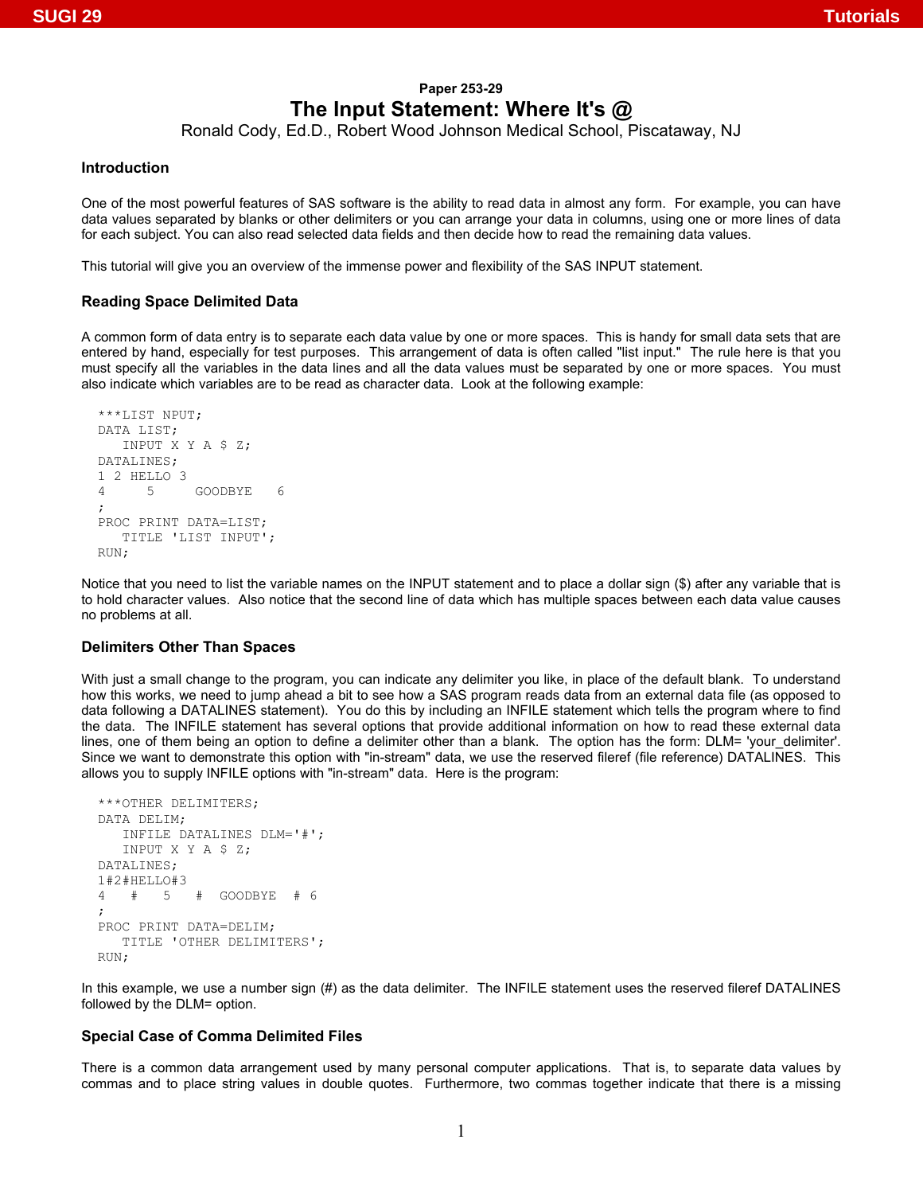Paper 253-29

# The Input Statement: Where It's @

Ronald Cody, Ed.D., Robert Wood Johnson Medical School, Piscataway, NJ

## Introduction

One of the most powerful features of SAS software is the ability to read data in almost any form. For example, you can have data values separated by blanks or other delimiters or you can arrange your data in columns, using one or more lines of data for each subject. You can also read selected data fields and then decide how to read the remaining data values.

This tutorial will give you an overview of the immense power and flexibility of the SAS INPUT statement.

## Reading Space Delimited Data

A common form of data entry is to separate each data value by one or more spaces. This is handy for small data sets that are entered by hand, especially for test purposes. This arrangement of data is often called "list input." The rule here is that you must specify all the variables in the data lines and all the data values must be separated by one or more spaces. You must also indicate which variables are to be read as character data. Look at the following example:

```
***LIST NPUT;
DATA LIST;
   INPUT X Y A $ Z;
DATALINES;
1 2 HELLO 3
4     5     GOODBYE   6
;
PROC PRINT DATA=LIST;
   TITLE 'LIST INPUT';
RUN;
```

Notice that you need to list the variable names on the INPUT statement and to place a dollar sign ($) after any variable that is to hold character values. Also notice that the second line of data which has multiple spaces between each data value causes no problems at all.

## Delimiters Other Than Spaces

With just a small change to the program, you can indicate any delimiter you like, in place of the default blank. To understand how this works, we need to jump ahead a bit to see how a SAS program reads data from an external data file (as opposed to data following a DATALINES statement). You do this by including an INFILE statement which tells the program where to find the data. The INFILE statement has several options that provide additional information on how to read these external data lines, one of them being an option to define a delimiter other than a blank. The option has the form: DLM= 'your_delimiter'. Since we want to demonstrate this option with "in-stream" data, we use the reserved fileref (file reference) DATALINES. This allows you to supply INFILE options with "in-stream" data. Here is the program:

```
***OTHER DELIMITERS;
DATA DELIM;
   INFILE DATALINES DLM='#';
   INPUT X Y A $ Z;
DATALINES;
1#2#HELLO#3
4   #   5   #  GOODBYE  # 6
;
PROC PRINT DATA=DELIM;
   TITLE 'OTHER DELIMITERS';
RUN;
```

In this example, we use a number sign (#) as the data delimiter. The INFILE statement uses the reserved fileref DATALINES followed by the DLM= option.

## Special Case of Comma Delimited Files

There is a common data arrangement used by many personal computer applications. That is, to separate data values by commas and to place string values in double quotes. Furthermore, two commas together indicate that there is a missing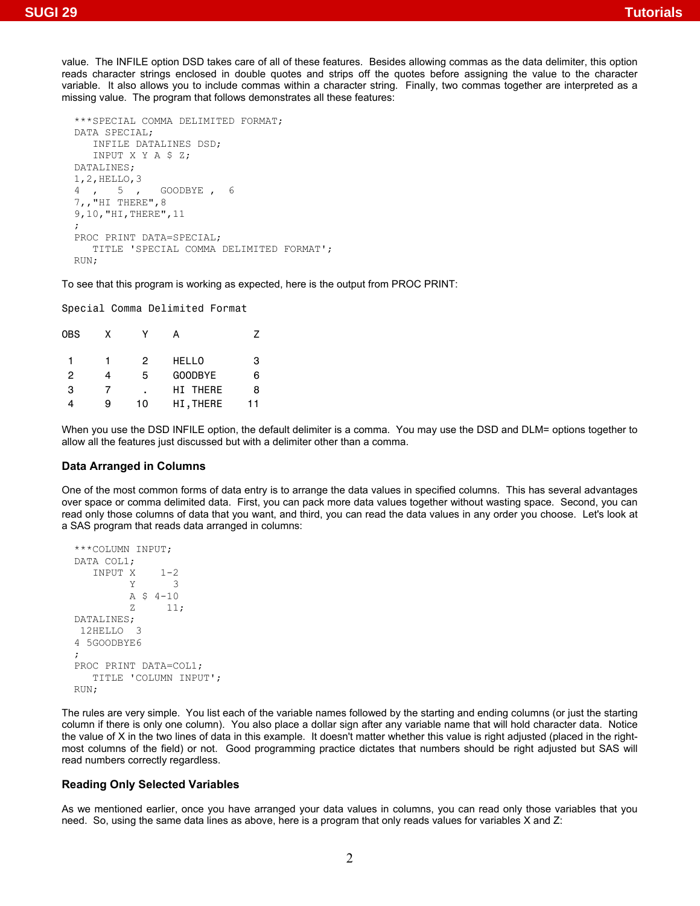value. The INFILE option DSD takes care of all of these features. Besides allowing commas as the data delimiter, this option reads character strings enclosed in double quotes and strips off the quotes before assigning the value to the character variable. It also allows you to include commas within a character string. Finally, two commas together are interpreted as a missing value. The program that follows demonstrates all these features:

```
***SPECIAL COMMA DELIMITED FORMAT;
DATA SPECIAL;
   INFILE DATALINES DSD;
   INPUT X Y A $ Z;
DATALINES;
1,2,HELLO,3
4  ,   5  ,   GOODBYE ,  6
7,,"HI THERE",8
9,10,"HI,THERE",11
;
PROC PRINT DATA=SPECIAL;
   TITLE 'SPECIAL COMMA DELIMITED FORMAT';
RUN;
```

To see that this program is working as expected, here is the output from PROC PRINT:

```
Special Comma Delimited Format

OBS    X     Y    A             Z

 1     1     2    HELLO         3
 2     4     5    GOODBYE       6
 3     7     .    HI THERE      8
 4     9    10    HI,THERE     11
```

When you use the DSD INFILE option, the default delimiter is a comma. You may use the DSD and DLM= options together to allow all the features just discussed but with a delimiter other than a comma.

### Data Arranged in Columns

One of the most common forms of data entry is to arrange the data values in specified columns. This has several advantages over space or comma delimited data. First, you can pack more data values together without wasting space. Second, you can read only those columns of data that you want, and third, you can read the data values in any order you choose. Let's look at a SAS program that reads data arranged in columns:

```
***COLUMN INPUT;
DATA COL1;
   INPUT X    1-2
         Y      3
         A $ 4-10
         Z     11;
DATALINES;
 12HELLO  3
4 5GOODBYE6
;
PROC PRINT DATA=COL1;
   TITLE 'COLUMN INPUT';
RUN;
```

The rules are very simple. You list each of the variable names followed by the starting and ending columns (or just the starting column if there is only one column). You also place a dollar sign after any variable name that will hold character data. Notice the value of X in the two lines of data in this example. It doesn't matter whether this value is right adjusted (placed in the right-most columns of the field) or not. Good programming practice dictates that numbers should be right adjusted but SAS will read numbers correctly regardless.

### Reading Only Selected Variables

As we mentioned earlier, once you have arranged your data values in columns, you can read only those variables that you need. So, using the same data lines as above, here is a program that only reads values for variables X and Z: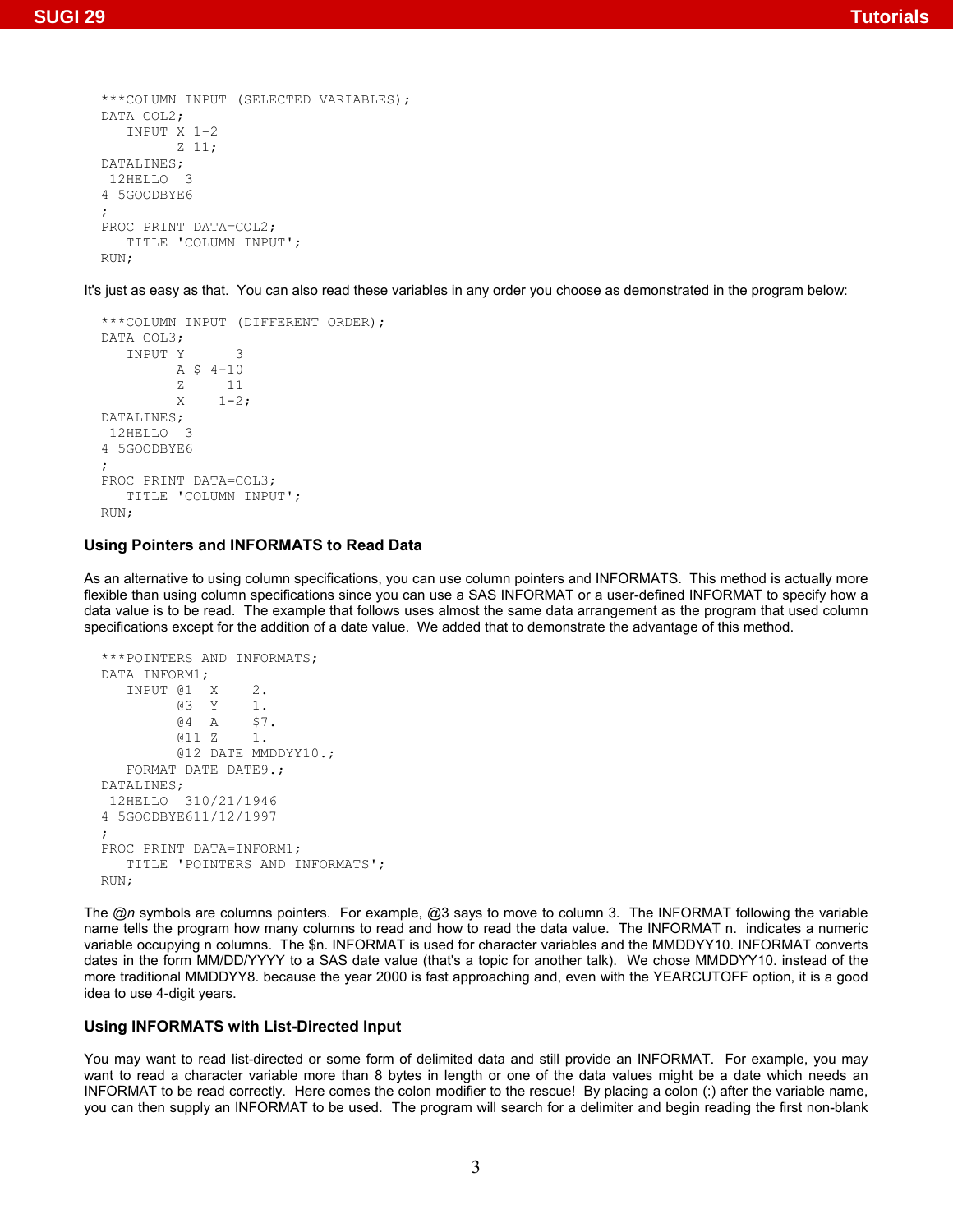```
***COLUMN INPUT (SELECTED VARIABLES);
DATA COL2;
   INPUT X 1-2
         Z 11;
DATALINES;
 12HELLO  3
4 5GOODBYE6
;
PROC PRINT DATA=COL2;
   TITLE 'COLUMN INPUT';
RUN;
```

It's just as easy as that. You can also read these variables in any order you choose as demonstrated in the program below:

```
***COLUMN INPUT (DIFFERENT ORDER);
DATA COL3;
   INPUT Y      3
         A $ 4-10
         Z     11
         X    1-2;
DATALINES;
 12HELLO  3
4 5GOODBYE6
;
PROC PRINT DATA=COL3;
   TITLE 'COLUMN INPUT';
RUN;
```

### Using Pointers and INFORMATS to Read Data

As an alternative to using column specifications, you can use column pointers and INFORMATS. This method is actually more flexible than using column specifications since you can use a SAS INFORMAT or a user-defined INFORMAT to specify how a data value is to be read. The example that follows uses almost the same data arrangement as the program that used column specifications except for the addition of a date value. We added that to demonstrate the advantage of this method.

```
***POINTERS AND INFORMATS;
DATA INFORM1;
   INPUT @1  X    2.
         @3  Y    1.
         @4  A    $7.
         @11 Z    1.
         @12 DATE MMDDYY10.;
   FORMAT DATE DATE9.;
DATALINES;
 12HELLO  310/21/1946
4 5GOODBYE611/12/1997
;
PROC PRINT DATA=INFORM1;
   TITLE 'POINTERS AND INFORMATS';
RUN;
```

The @*n* symbols are columns pointers. For example, @3 says to move to column 3. The INFORMAT following the variable name tells the program how many columns to read and how to read the data value. The INFORMAT n. indicates a numeric variable occupying n columns. The $n. INFORMAT is used for character variables and the MMDDYY10. INFORMAT converts dates in the form MM/DD/YYYY to a SAS date value (that's a topic for another talk). We chose MMDDYY10. instead of the more traditional MMDDYY8. because the year 2000 is fast approaching and, even with the YEARCUTOFF option, it is a good idea to use 4-digit years.

### Using INFORMATS with List-Directed Input

You may want to read list-directed or some form of delimited data and still provide an INFORMAT. For example, you may want to read a character variable more than 8 bytes in length or one of the data values might be a date which needs an INFORMAT to be read correctly. Here comes the colon modifier to the rescue! By placing a colon (:) after the variable name, you can then supply an INFORMAT to be used. The program will search for a delimiter and begin reading the first non-blank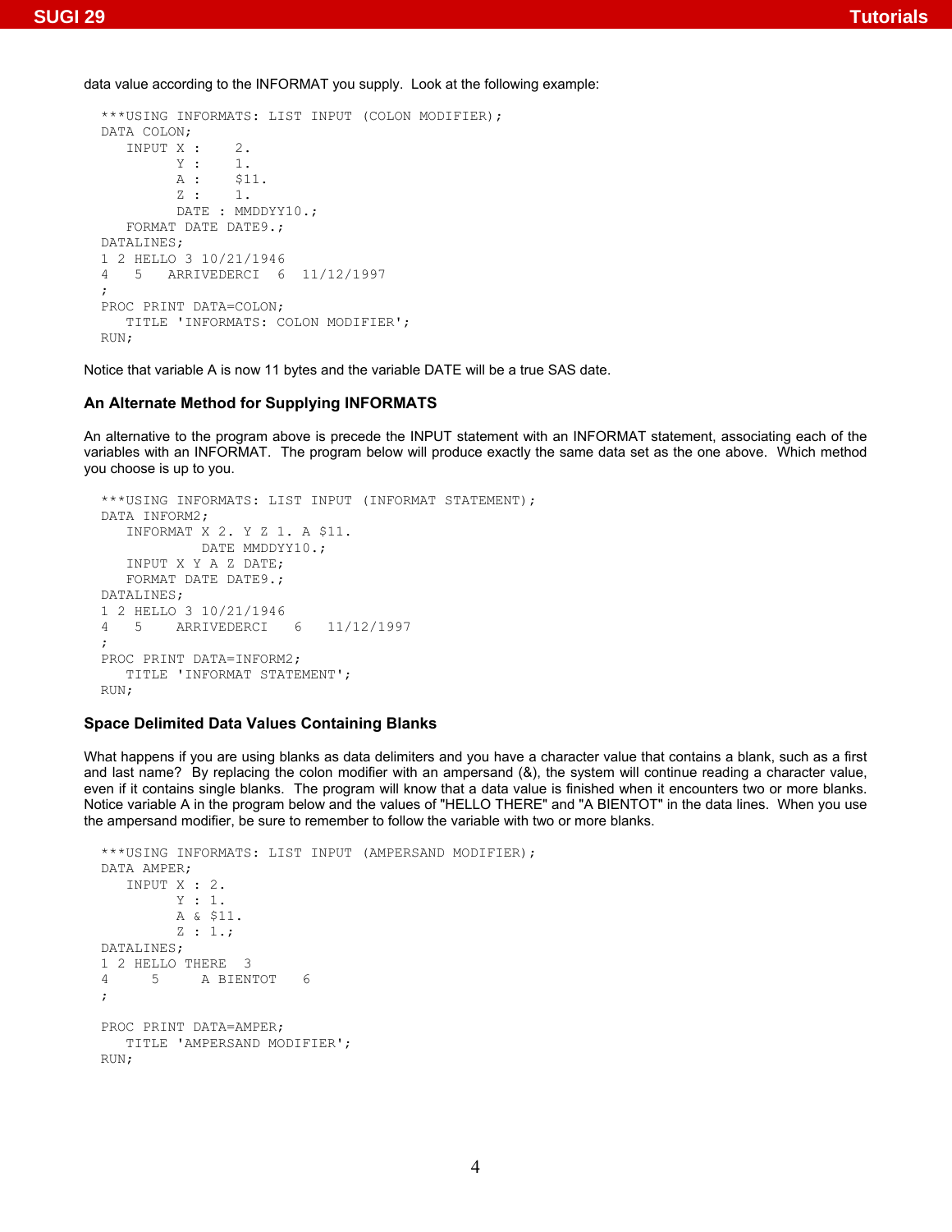data value according to the INFORMAT you supply. Look at the following example:

```
***USING INFORMATS: LIST INPUT (COLON MODIFIER);
DATA COLON;
   INPUT X :     2.
         Y :     1.
         A :     $11.
         Z :     1.
         DATE : MMDDYY10.;
   FORMAT DATE DATE9.;
DATALINES;
1 2 HELLO 3 10/21/1946
4   5   ARRIVEDERCI  6  11/12/1997
;
PROC PRINT DATA=COLON;
   TITLE 'INFORMATS: COLON MODIFIER';
RUN;
```

Notice that variable A is now 11 bytes and the variable DATE will be a true SAS date.

### An Alternate Method for Supplying INFORMATS

An alternative to the program above is precede the INPUT statement with an INFORMAT statement, associating each of the variables with an INFORMAT. The program below will produce exactly the same data set as the one above. Which method you choose is up to you.

```
***USING INFORMATS: LIST INPUT (INFORMAT STATEMENT);
DATA INFORM2;
   INFORMAT X 2. Y Z 1. A $11.
            DATE MMDDYY10.;
   INPUT X Y A Z DATE;
   FORMAT DATE DATE9.;
DATALINES;
1 2 HELLO 3 10/21/1946
4   5    ARRIVEDERCI   6   11/12/1997
;
PROC PRINT DATA=INFORM2;
   TITLE 'INFORMAT STATEMENT';
RUN;
```

### Space Delimited Data Values Containing Blanks

What happens if you are using blanks as data delimiters and you have a character value that contains a blank, such as a first and last name? By replacing the colon modifier with an ampersand (&), the system will continue reading a character value, even if it contains single blanks. The program will know that a data value is finished when it encounters two or more blanks. Notice variable A in the program below and the values of "HELLO THERE" and "A BIENTOT" in the data lines. When you use the ampersand modifier, be sure to remember to follow the variable with two or more blanks.

```
***USING INFORMATS: LIST INPUT (AMPERSAND MODIFIER);
DATA AMPER;
   INPUT X : 2.
         Y : 1.
         A & $11.
         Z : 1.;
DATALINES;
1 2 HELLO THERE  3
4     5     A BIENTOT   6
;

PROC PRINT DATA=AMPER;
   TITLE 'AMPERSAND MODIFIER';
RUN;
```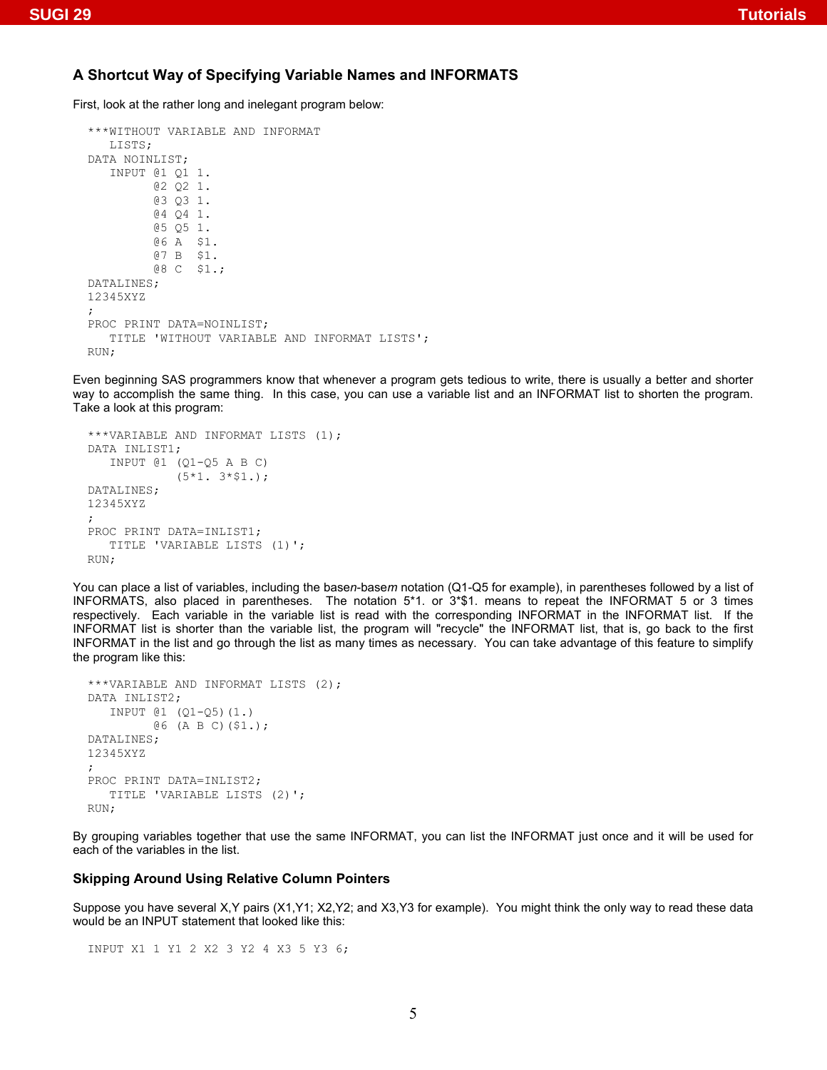### A Shortcut Way of Specifying Variable Names and INFORMATS

First, look at the rather long and inelegant program below:

```
***WITHOUT VARIABLE AND INFORMAT
   LISTS;
DATA NOINLIST;
   INPUT @1 Q1 1.
         @2 Q2 1.
         @3 Q3 1.
         @4 Q4 1.
         @5 Q5 1.
         @6 A  $1.
         @7 B  $1.
         @8 C  $1.;
DATALINES;
12345XYZ
;
PROC PRINT DATA=NOINLIST;
   TITLE 'WITHOUT VARIABLE AND INFORMAT LISTS';
RUN;
```

Even beginning SAS programmers know that whenever a program gets tedious to write, there is usually a better and shorter way to accomplish the same thing. In this case, you can use a variable list and an INFORMAT list to shorten the program. Take a look at this program:

```
***VARIABLE AND INFORMAT LISTS (1);
DATA INLIST1;
   INPUT @1 (Q1-Q5 A B C)
            (5*1. 3*$1.);
DATALINES;
12345XYZ
;
PROC PRINT DATA=INLIST1;
   TITLE 'VARIABLE LISTS (1)';
RUN;
```

You can place a list of variables, including the base*n*-base*m* notation (Q1-Q5 for example), in parentheses followed by a list of INFORMATS, also placed in parentheses. The notation 5*1. or 3*$1. means to repeat the INFORMAT 5 or 3 times respectively. Each variable in the variable list is read with the corresponding INFORMAT in the INFORMAT list. If the INFORMAT list is shorter than the variable list, the program will "recycle" the INFORMAT list, that is, go back to the first INFORMAT in the list and go through the list as many times as necessary. You can take advantage of this feature to simplify the program like this:

```
***VARIABLE AND INFORMAT LISTS (2);
DATA INLIST2;
   INPUT @1 (Q1-Q5)(1.)
         @6 (A B C)($1.);
DATALINES;
12345XYZ
;
PROC PRINT DATA=INLIST2;
   TITLE 'VARIABLE LISTS (2)';
RUN;
```

By grouping variables together that use the same INFORMAT, you can list the INFORMAT just once and it will be used for each of the variables in the list.

### Skipping Around Using Relative Column Pointers

Suppose you have several X,Y pairs (X1,Y1; X2,Y2; and X3,Y3 for example). You might think the only way to read these data would be an INPUT statement that looked like this:

```
INPUT X1 1 Y1 2 X2 3 Y2 4 X3 5 Y3 6;
```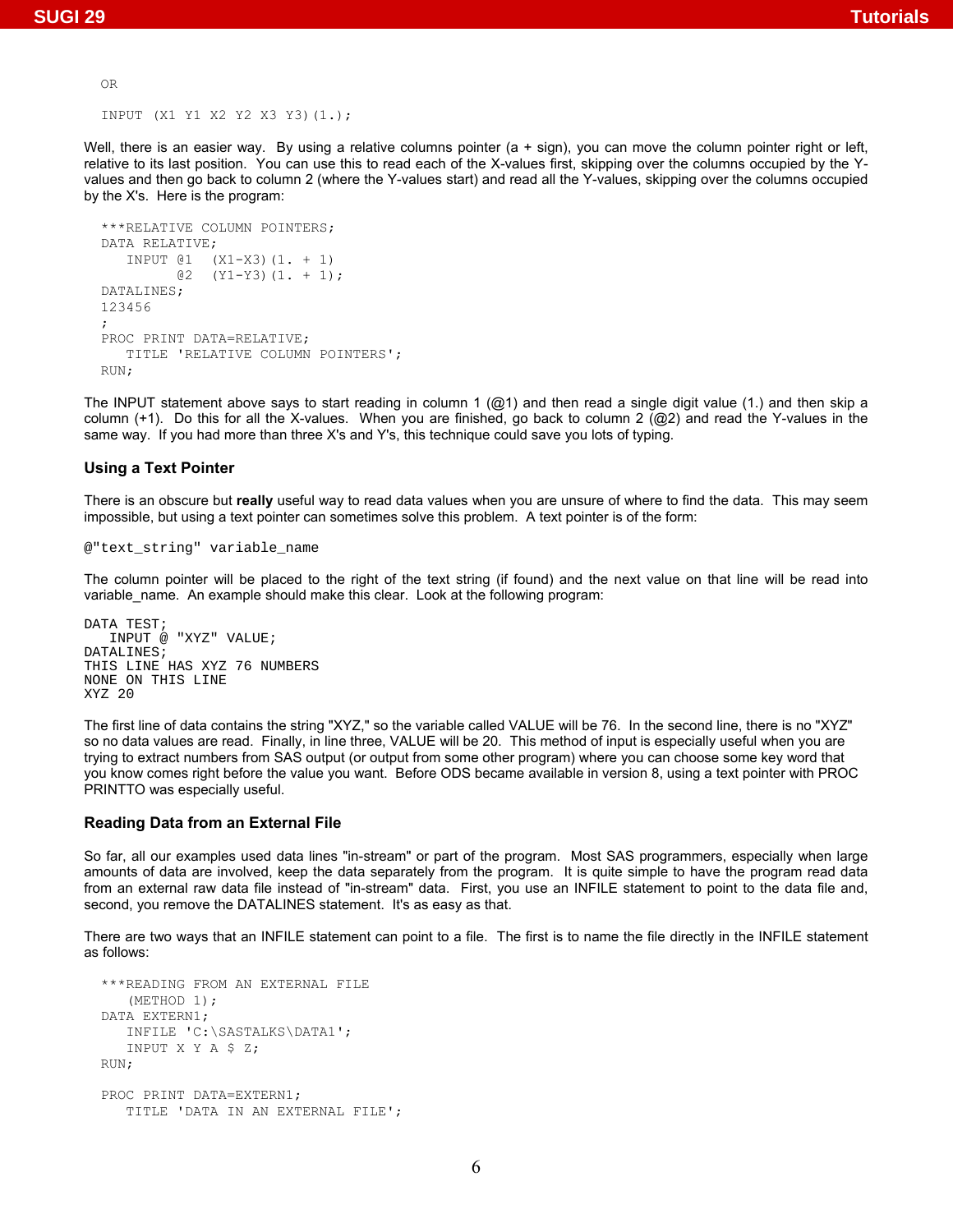```
OR

INPUT (X1 Y1 X2 Y2 X3 Y3)(1.);
```

Well, there is an easier way. By using a relative columns pointer (a + sign), you can move the column pointer right or left, relative to its last position. You can use this to read each of the X-values first, skipping over the columns occupied by the Y-values and then go back to column 2 (where the Y-values start) and read all the Y-values, skipping over the columns occupied by the X's. Here is the program:

```
***RELATIVE COLUMN POINTERS;
DATA RELATIVE;
   INPUT @1   (X1-X3)(1. + 1)
         @2   (Y1-Y3)(1. + 1);
DATALINES;
123456
;
PROC PRINT DATA=RELATIVE;
   TITLE 'RELATIVE COLUMN POINTERS';
RUN;
```

The INPUT statement above says to start reading in column 1 (@1) and then read a single digit value (1.) and then skip a column (+1). Do this for all the X-values. When you are finished, go back to column 2 (@2) and read the Y-values in the same way. If you had more than three X's and Y's, this technique could save you lots of typing.

### Using a Text Pointer

There is an obscure but **really** useful way to read data values when you are unsure of where to find the data. This may seem impossible, but using a text pointer can sometimes solve this problem. A text pointer is of the form:

```
@"text_string" variable_name
```

The column pointer will be placed to the right of the text string (if found) and the next value on that line will be read into variable_name. An example should make this clear. Look at the following program:

```
DATA TEST;
   INPUT @ "XYZ" VALUE;
DATALINES;
THIS LINE HAS XYZ 76 NUMBERS
NONE ON THIS LINE
XYZ 20
```

The first line of data contains the string "XYZ," so the variable called VALUE will be 76. In the second line, there is no "XYZ" so no data values are read. Finally, in line three, VALUE will be 20. This method of input is especially useful when you are trying to extract numbers from SAS output (or output from some other program) where you can choose some key word that you know comes right before the value you want. Before ODS became available in version 8, using a text pointer with PROC PRINTTO was especially useful.

### Reading Data from an External File

So far, all our examples used data lines "in-stream" or part of the program. Most SAS programmers, especially when large amounts of data are involved, keep the data separately from the program. It is quite simple to have the program read data from an external raw data file instead of "in-stream" data. First, you use an INFILE statement to point to the data file and, second, you remove the DATALINES statement. It's as easy as that.

There are two ways that an INFILE statement can point to a file. The first is to name the file directly in the INFILE statement as follows:

```
***READING FROM AN EXTERNAL FILE
    (METHOD 1);
DATA EXTERN1;
   INFILE 'C:\SASTALKS\DATA1';
   INPUT X Y A $ Z;
RUN;

PROC PRINT DATA=EXTERN1;
   TITLE 'DATA IN AN EXTERNAL FILE';
```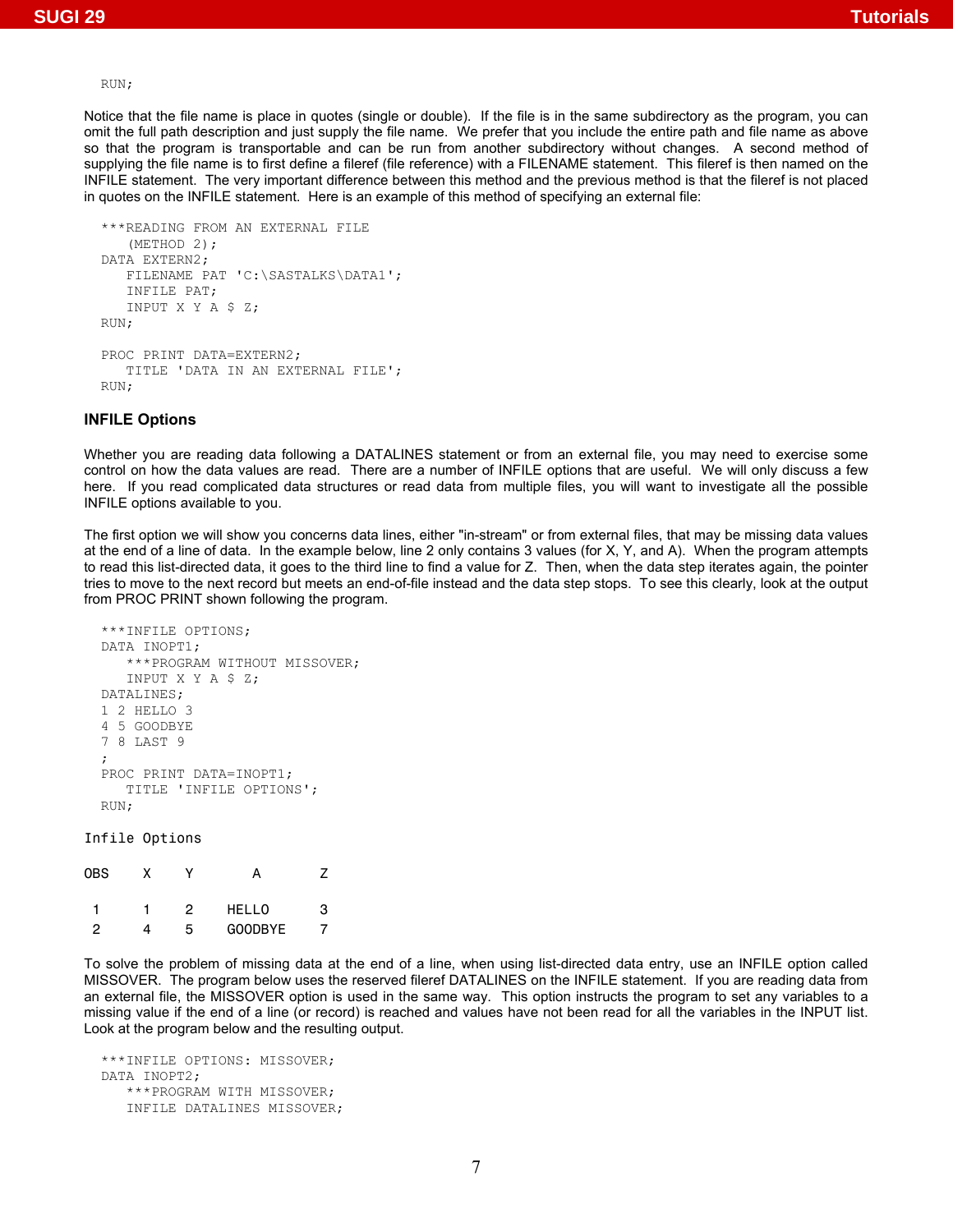```
RUN;
```

Notice that the file name is place in quotes (single or double). If the file is in the same subdirectory as the program, you can omit the full path description and just supply the file name. We prefer that you include the entire path and file name as above so that the program is transportable and can be run from another subdirectory without changes. A second method of supplying the file name is to first define a fileref (file reference) with a FILENAME statement. This fileref is then named on the INFILE statement. The very important difference between this method and the previous method is that the fileref is not placed in quotes on the INFILE statement. Here is an example of this method of specifying an external file:

```
***READING FROM AN EXTERNAL FILE
    (METHOD 2);
DATA EXTERN2;
   FILENAME PAT 'C:\SASTALKS\DATA1';
   INFILE PAT;
   INPUT X Y A $ Z;
RUN;

PROC PRINT DATA=EXTERN2;
   TITLE 'DATA IN AN EXTERNAL FILE';
RUN;
```

### INFILE Options

Whether you are reading data following a DATALINES statement or from an external file, you may need to exercise some control on how the data values are read. There are a number of INFILE options that are useful. We will only discuss a few here. If you read complicated data structures or read data from multiple files, you will want to investigate all the possible INFILE options available to you.

The first option we will show you concerns data lines, either "in-stream" or from external files, that may be missing data values at the end of a line of data. In the example below, line 2 only contains 3 values (for X, Y, and A). When the program attempts to read this list-directed data, it goes to the third line to find a value for Z. Then, when the data step iterates again, the pointer tries to move to the next record but meets an end-of-file instead and the data step stops. To see this clearly, look at the output from PROC PRINT shown following the program.

```
***INFILE OPTIONS;
DATA INOPT1;
   ***PROGRAM WITHOUT MISSOVER;
   INPUT X Y A $ Z;
DATALINES;
1 2 HELLO 3
4 5 GOODBYE
7 8 LAST 9
;
PROC PRINT DATA=INOPT1;
   TITLE 'INFILE OPTIONS';
RUN;
```

```
Infile Options

OBS    X    Y      A        Z

 1     1    2    HELLO      3
 2     4    5    GOODBYE    7
```

To solve the problem of missing data at the end of a line, when using list-directed data entry, use an INFILE option called MISSOVER. The program below uses the reserved fileref DATALINES on the INFILE statement. If you are reading data from an external file, the MISSOVER option is used in the same way. This option instructs the program to set any variables to a missing value if the end of a line (or record) is reached and values have not been read for all the variables in the INPUT list. Look at the program below and the resulting output.

```
***INFILE OPTIONS: MISSOVER;
DATA INOPT2;
   ***PROGRAM WITH MISSOVER;
   INFILE DATALINES MISSOVER;
```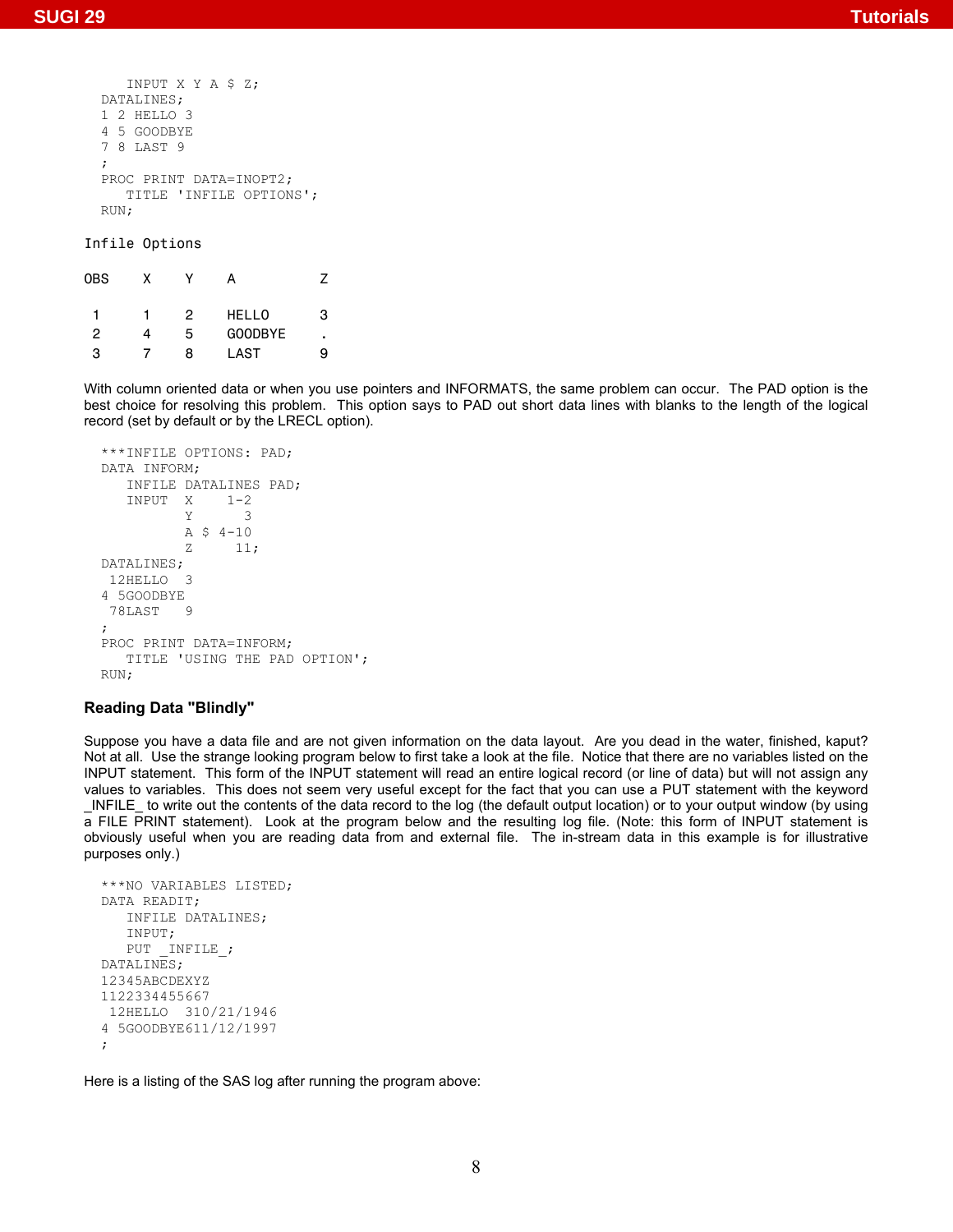```
   INPUT X Y A $ Z;
DATALINES;
1 2 HELLO 3
4 5 GOODBYE
7 8 LAST 9
;
PROC PRINT DATA=INOPT2;
   TITLE 'INFILE OPTIONS';
RUN;
```

```
Infile Options

OBS    X    Y    A          Z

 1     1    2    HELLO      3
 2     4    5    GOODBYE    .
 3     7    8    LAST       9
```

With column oriented data or when you use pointers and INFORMATS, the same problem can occur. The PAD option is the best choice for resolving this problem. This option says to PAD out short data lines with blanks to the length of the logical record (set by default or by the LRECL option).

```
***INFILE OPTIONS: PAD;
DATA INFORM;
   INFILE DATALINES PAD;
   INPUT  X    1-2
          Y      3
          A $ 4-10
          Z     11;
DATALINES;
 12HELLO  3
4 5GOODBYE
 78LAST   9
;
PROC PRINT DATA=INFORM;
   TITLE 'USING THE PAD OPTION';
RUN;
```

### Reading Data "Blindly"

Suppose you have a data file and are not given information on the data layout. Are you dead in the water, finished, kaput? Not at all. Use the strange looking program below to first take a look at the file. Notice that there are no variables listed on the INPUT statement. This form of the INPUT statement will read an entire logical record (or line of data) but will not assign any values to variables. This does not seem very useful except for the fact that you can use a PUT statement with the keyword _INFILE_ to write out the contents of the data record to the log (the default output location) or to your output window (by using a FILE PRINT statement). Look at the program below and the resulting log file. (Note: this form of INPUT statement is obviously useful when you are reading data from and external file. The in-stream data in this example is for illustrative purposes only.)

```
***NO VARIABLES LISTED;
DATA READIT;
   INFILE DATALINES;
   INPUT;
   PUT _INFILE_;
DATALINES;
12345ABCDEXYZ
1122334455667
 12HELLO  310/21/1946
4 5GOODBYE611/12/1997
;
```

Here is a listing of the SAS log after running the program above: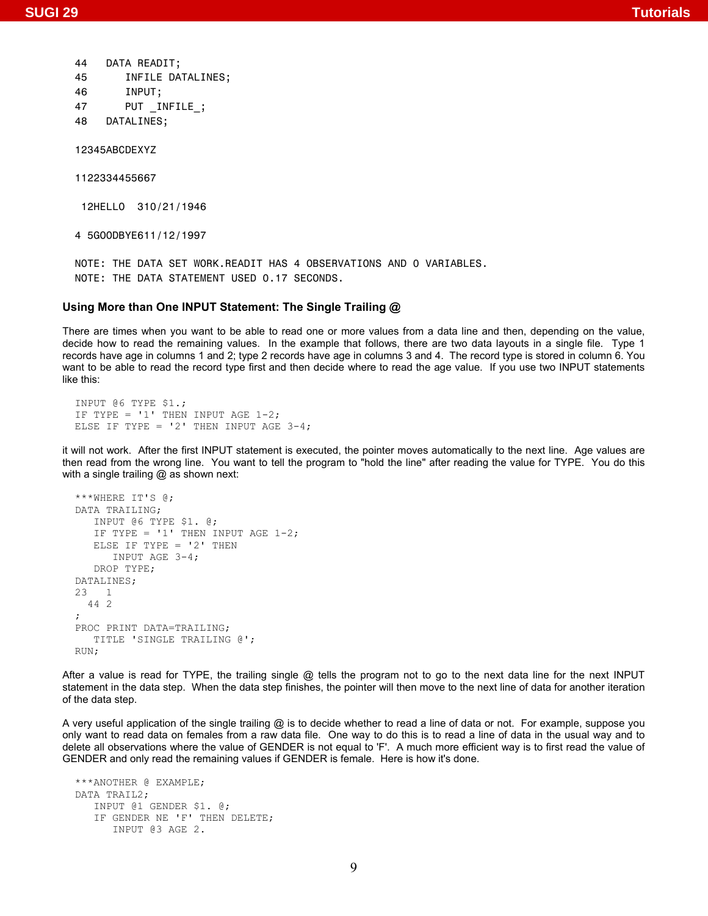```
44   DATA READIT;
45      INFILE DATALINES;
46      INPUT;
47      PUT _INFILE_;
48   DATALINES;

12345ABCDEXYZ

1122334455667

 12HELLO  310/21/1946

4 5GOODBYE611/12/1997

NOTE: THE DATA SET WORK.READIT HAS 4 OBSERVATIONS AND 0 VARIABLES.
NOTE: THE DATA STATEMENT USED 0.17 SECONDS.
```

### Using More than One INPUT Statement: The Single Trailing @

There are times when you want to be able to read one or more values from a data line and then, depending on the value, decide how to read the remaining values. In the example that follows, there are two data layouts in a single file. Type 1 records have age in columns 1 and 2; type 2 records have age in columns 3 and 4. The record type is stored in column 6. You want to be able to read the record type first and then decide where to read the age value. If you use two INPUT statements like this:

```
INPUT @6 TYPE $1.;
IF TYPE = '1' THEN INPUT AGE 1-2;
ELSE IF TYPE = '2' THEN INPUT AGE 3-4;
```

it will not work. After the first INPUT statement is executed, the pointer moves automatically to the next line. Age values are then read from the wrong line. You want to tell the program to "hold the line" after reading the value for TYPE. You do this with a single trailing @ as shown next:

```
***WHERE IT'S @;
DATA TRAILING;
   INPUT @6 TYPE $1. @;
   IF TYPE = '1' THEN INPUT AGE 1-2;
   ELSE IF TYPE = '2' THEN
      INPUT AGE 3-4;
   DROP TYPE;
DATALINES;
23   1
  44 2
;
PROC PRINT DATA=TRAILING;
   TITLE 'SINGLE TRAILING @';
RUN;
```

After a value is read for TYPE, the trailing single @ tells the program not to go to the next data line for the next INPUT statement in the data step. When the data step finishes, the pointer will then move to the next line of data for another iteration of the data step.

A very useful application of the single trailing @ is to decide whether to read a line of data or not. For example, suppose you only want to read data on females from a raw data file. One way to do this is to read a line of data in the usual way and to delete all observations where the value of GENDER is not equal to 'F'. A much more efficient way is to first read the value of GENDER and only read the remaining values if GENDER is female. Here is how it's done.

```
***ANOTHER @ EXAMPLE;
DATA TRAIL2;
   INPUT @1 GENDER $1. @;
   IF GENDER NE 'F' THEN DELETE;
      INPUT @3 AGE 2.
```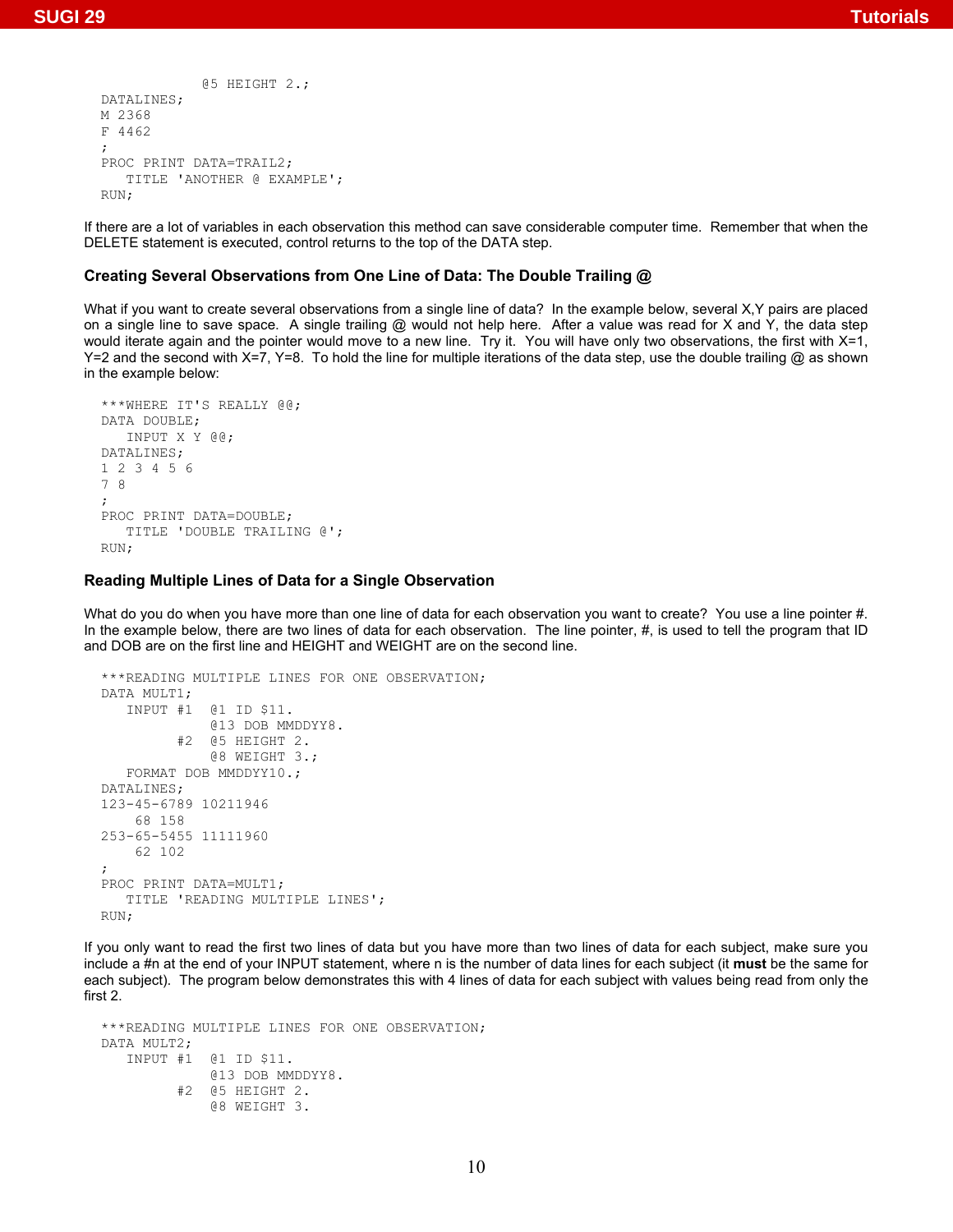```
             @5 HEIGHT 2.;
DATALINES;
M 2368
F 4462
;
PROC PRINT DATA=TRAIL2;
   TITLE 'ANOTHER @ EXAMPLE';
RUN;
```

If there are a lot of variables in each observation this method can save considerable computer time. Remember that when the DELETE statement is executed, control returns to the top of the DATA step.

### Creating Several Observations from One Line of Data: The Double Trailing @

What if you want to create several observations from a single line of data? In the example below, several X,Y pairs are placed on a single line to save space. A single trailing @ would not help here. After a value was read for X and Y, the data step would iterate again and the pointer would move to a new line. Try it. You will have only two observations, the first with X=1, Y=2 and the second with X=7, Y=8. To hold the line for multiple iterations of the data step, use the double trailing @ as shown in the example below:

```
***WHERE IT'S REALLY @@;
DATA DOUBLE;
   INPUT X Y @@;
DATALINES;
1 2 3 4 5 6
7 8
;
PROC PRINT DATA=DOUBLE;
   TITLE 'DOUBLE TRAILING @';
RUN;
```

### Reading Multiple Lines of Data for a Single Observation

What do you do when you have more than one line of data for each observation you want to create? You use a line pointer #. In the example below, there are two lines of data for each observation. The line pointer, #, is used to tell the program that ID and DOB are on the first line and HEIGHT and WEIGHT are on the second line.

```
***READING MULTIPLE LINES FOR ONE OBSERVATION;
DATA MULT1;
   INPUT #1  @1 ID $11.
             @13 DOB MMDDYY8.
         #2  @5 HEIGHT 2.
             @8 WEIGHT 3.;
   FORMAT DOB MMDDYY10.;
DATALINES;
123-45-6789 10211946
    68 158
253-65-5455 11111960
    62 102
;
PROC PRINT DATA=MULT1;
   TITLE 'READING MULTIPLE LINES';
RUN;
```

If you only want to read the first two lines of data but you have more than two lines of data for each subject, make sure you include a #n at the end of your INPUT statement, where n is the number of data lines for each subject (it **must** be the same for each subject). The program below demonstrates this with 4 lines of data for each subject with values being read from only the first 2.

```
***READING MULTIPLE LINES FOR ONE OBSERVATION;
DATA MULT2;
   INPUT #1  @1 ID $11.
             @13 DOB MMDDYY8.
         #2  @5 HEIGHT 2.
             @8 WEIGHT 3.
```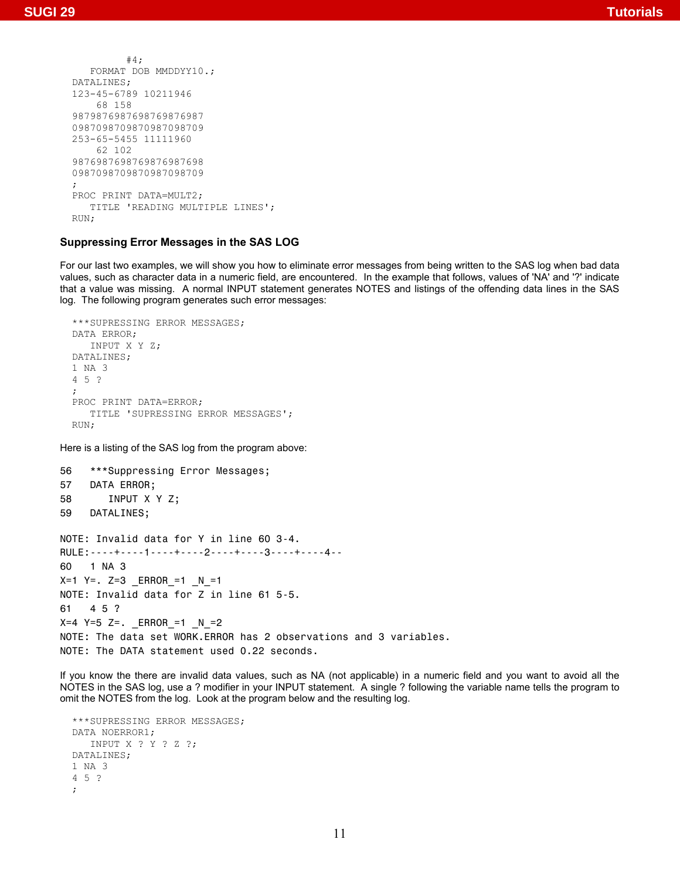```
         #4;
   FORMAT DOB MMDDYY10.;
DATALINES;
123-45-6789 10211946
    68 158
98798769876987698769876987
09870987098709870987098709
253-65-5455 11111960
    62 102
98769876987698769876987698
09870987098709870987098709
;
PROC PRINT DATA=MULT2;
   TITLE 'READING MULTIPLE LINES';
RUN;
```

### Suppressing Error Messages in the SAS LOG

For our last two examples, we will show you how to eliminate error messages from being written to the SAS log when bad data values, such as character data in a numeric field, are encountered. In the example that follows, values of 'NA' and '?' indicate that a value was missing. A normal INPUT statement generates NOTES and listings of the offending data lines in the SAS log. The following program generates such error messages:

```
***SUPRESSING ERROR MESSAGES;
DATA ERROR;
   INPUT X Y Z;
DATALINES;
1 NA 3
4 5 ?
;
PROC PRINT DATA=ERROR;
   TITLE 'SUPRESSING ERROR MESSAGES';
RUN;
```

Here is a listing of the SAS log from the program above:

```
56   ***Suppressing Error Messages;
57   DATA ERROR;
58      INPUT X Y Z;
59   DATALINES;

NOTE: Invalid data for Y in line 60 3-4.
RULE:----+----1----+----2----+----3----+----4--
60   1 NA 3
X=1 Y=. Z=3 _ERROR_=1 _N_=1
NOTE: Invalid data for Z in line 61 5-5.
61   4 5 ?
X=4 Y=5 Z=. _ERROR_=1 _N_=2
NOTE: The data set WORK.ERROR has 2 observations and 3 variables.
NOTE: The DATA statement used 0.22 seconds.
```

If you know the there are invalid data values, such as NA (not applicable) in a numeric field and you want to avoid all the NOTES in the SAS log, use a ? modifier in your INPUT statement. A single ? following the variable name tells the program to omit the NOTES from the log. Look at the program below and the resulting log.

```
***SUPRESSING ERROR MESSAGES;
DATA NOERROR1;
   INPUT X ? Y ? Z ?;
DATALINES;
1 NA 3
4 5 ?
;
```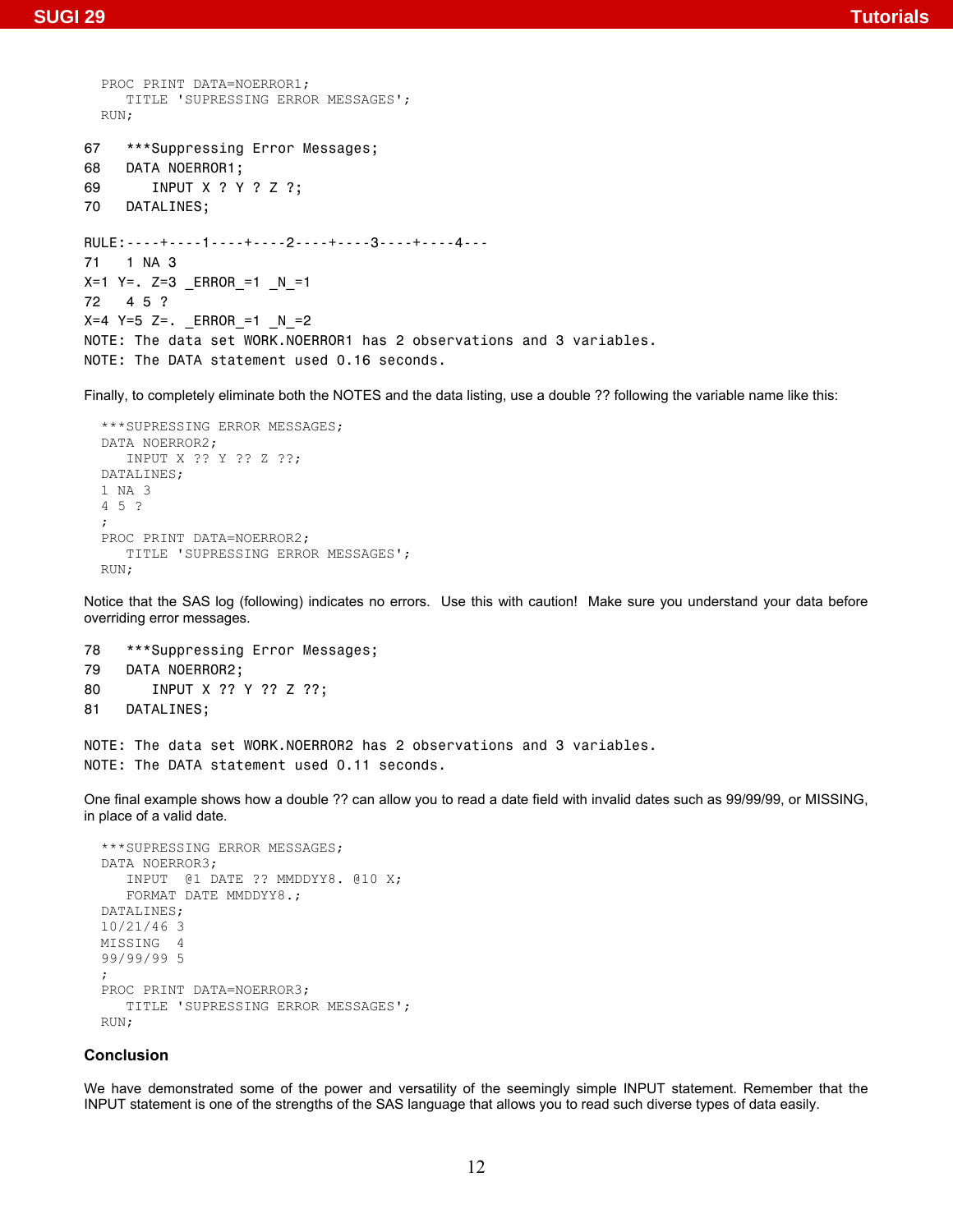```
PROC PRINT DATA=NOERROR1;
   TITLE 'SUPRESSING ERROR MESSAGES';
RUN;
```

```
67   ***Suppressing Error Messages;
68   DATA NOERROR1;
69      INPUT X ? Y ? Z ?;
70   DATALINES;

RULE:----+----1----+----2----+----3----+----4---
71   1 NA 3
X=1 Y=. Z=3 _ERROR_=1 _N_=1
72   4 5 ?
X=4 Y=5 Z=. _ERROR_=1 _N_=2
NOTE: The data set WORK.NOERROR1 has 2 observations and 3 variables.
NOTE: The DATA statement used 0.16 seconds.
```

Finally, to completely eliminate both the NOTES and the data listing, use a double ?? following the variable name like this:

```
***SUPRESSING ERROR MESSAGES;
DATA NOERROR2;
   INPUT X ?? Y ?? Z ??;
DATALINES;
1 NA 3
4 5 ?
;
PROC PRINT DATA=NOERROR2;
   TITLE 'SUPRESSING ERROR MESSAGES';
RUN;
```

Notice that the SAS log (following) indicates no errors. Use this with caution! Make sure you understand your data before overriding error messages.

```
78   ***Suppressing Error Messages;
79   DATA NOERROR2;
80      INPUT X ?? Y ?? Z ??;
81   DATALINES;

NOTE: The data set WORK.NOERROR2 has 2 observations and 3 variables.
NOTE: The DATA statement used 0.11 seconds.
```

One final example shows how a double ?? can allow you to read a date field with invalid dates such as 99/99/99, or MISSING, in place of a valid date.

```
***SUPRESSING ERROR MESSAGES;
DATA NOERROR3;
   INPUT  @1 DATE ?? MMDDYY8. @10 X;
   FORMAT DATE MMDDYY8.;
DATALINES;
10/21/46 3
MISSING  4
99/99/99 5
;
PROC PRINT DATA=NOERROR3;
   TITLE 'SUPRESSING ERROR MESSAGES';
RUN;
```

## Conclusion

We have demonstrated some of the power and versatility of the seemingly simple INPUT statement. Remember that the INPUT statement is one of the strengths of the SAS language that allows you to read such diverse types of data easily.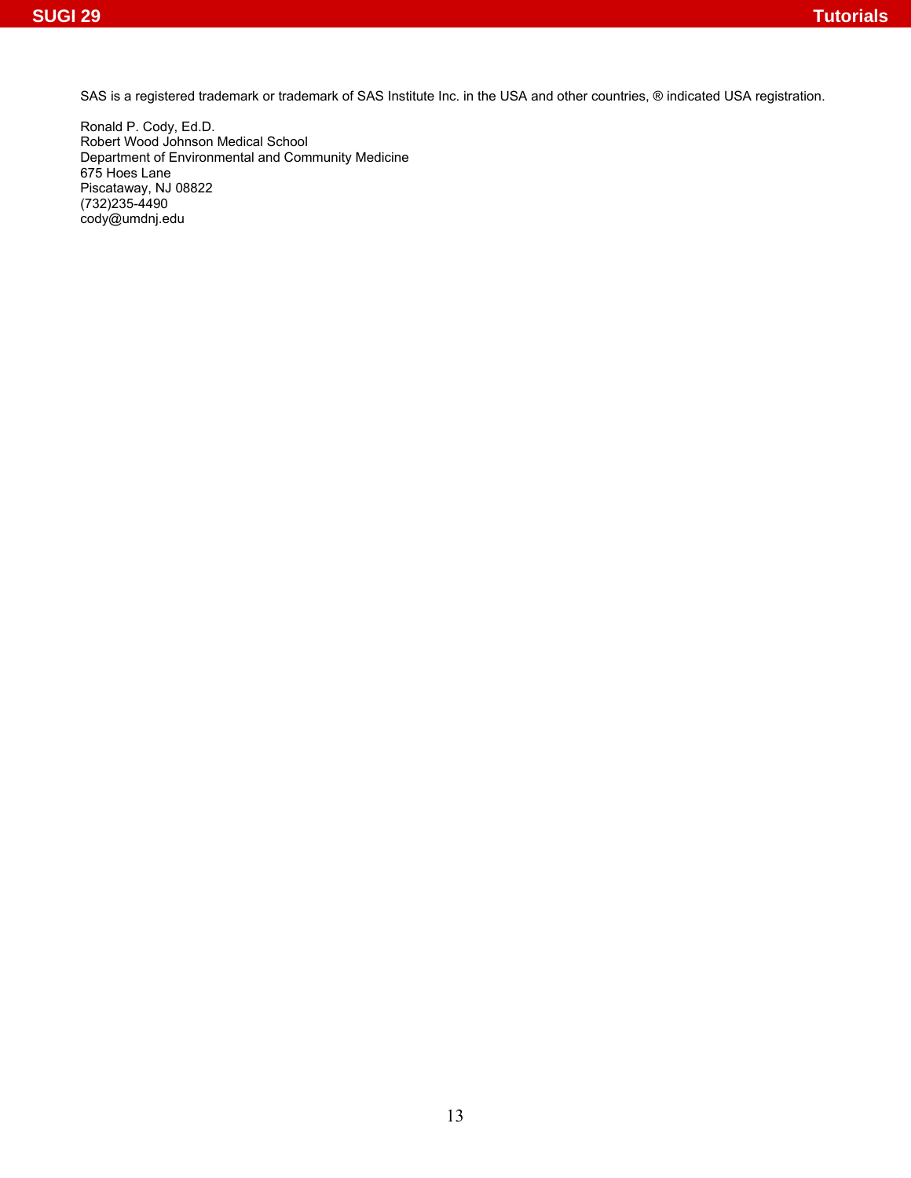SAS is a registered trademark or trademark of SAS Institute Inc. in the USA and other countries, ® indicated USA registration.

Ronald P. Cody, Ed.D.
Robert Wood Johnson Medical School
Department of Environmental and Community Medicine
675 Hoes Lane
Piscataway, NJ 08822
(732)235-4490
cody@umdnj.edu